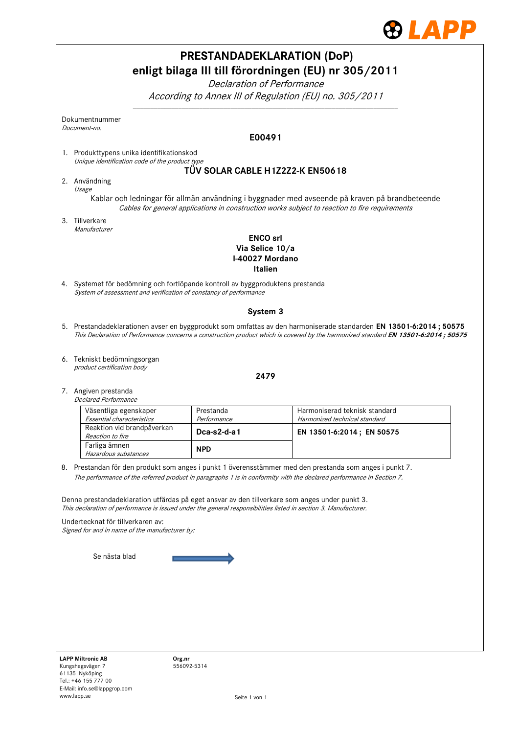# PRESTANDADEKLARATION (DoP)
## enligt bilaga III till förordningen (EU) nr 305/2011

*Declaration of Performance*
*According to Annex III of Regulation (EU) no. 305/2011*

Dokumentnummer
*Document-no.*

**E00491**

1. Produkttypens unika identifikationskod
   *Unique identification code of the product type*

   **TÜV SOLAR CABLE H1Z2Z2-K EN50618**

2. Användning
   *Usage*

   Kablar och ledningar för allmän användning i byggnader med avseende på kraven på brandbeteende
   *Cables for general applications in construction works subject to reaction to fire requirements*

3. Tillverkare
   *Manufacturer*

   **ENCO srl**
   **Via Selice 10/a**
   **I-40027 Mordano**
   **Italien**

4. Systemet för bedömning och fortlöpande kontroll av byggproduktens prestanda
   *System of assessment and verification of constancy of performance*

   **System 3**

5. Prestandadeklarationen avser en byggprodukt som omfattas av den harmoniserade standarden **EN 13501-6:2014 ; 50575**
   *This Declaration of Performance concerns a construction product which is covered by the harmonized standard **EN 13501-6:2014 ; 50575***

6. Tekniskt bedömningsorgan
   *product certification body*

   **2479**

7. Angiven prestanda
   *Declared Performance*

| Väsentliga egenskaper *Essential characteristics* | Prestanda *Performance* | Harmoniserad teknisk standard *Harmonized technical standard* |
|---|---|---|
| Reaktion vid brandpåverkan *Reaction to fire* | **Dca-s2-d-a1** | **EN 13501-6:2014 ; EN 50575** |
| Farliga ämnen *Hazardous substances* | **NPD** | |

8. Prestandan för den produkt som anges i punkt 1 överensstämmer med den prestanda som anges i punkt 7.
   *The performance of the referred product in paragraphs 1 is in conformity with the declared performance in Section 7.*

Denna prestandadeklaration utfärdas på eget ansvar av den tillverkare som anges under punkt 3.
*This declaration of performance is issued under the general responsibilities listed in section 3. Manufacturer.*

Undertecknat för tillverkaren av:
*Signed for and in name of the manufacturer by:*

Se nästa blad →

**LAPP Miltronic AB**
Kungshagsvägen 7
61135 Nyköping
Tel.: +46 155 777 00
E-Mail: info.se@lappgrop.com
www.lapp.se

**Org.nr**
556092-5314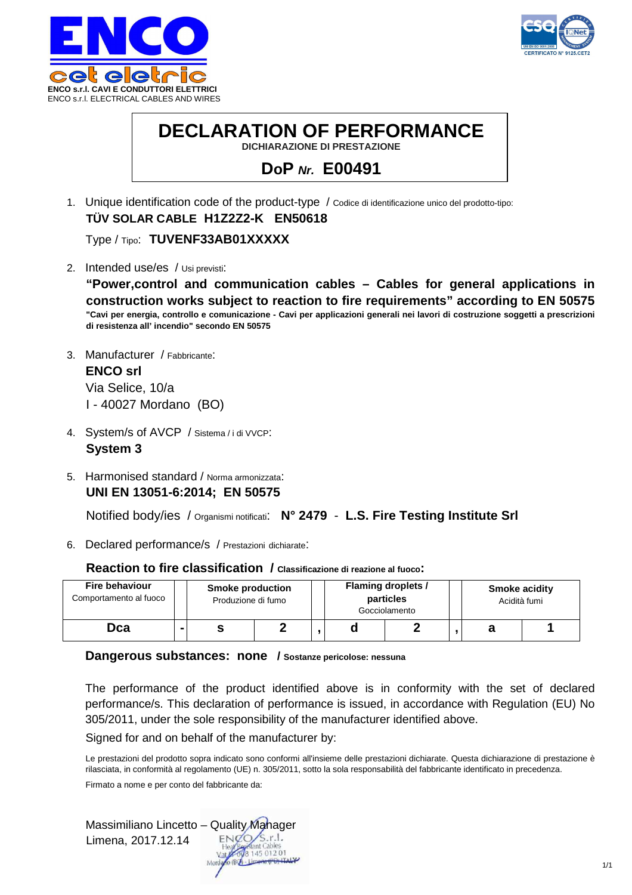ENCO

cet eletric

ENCO s.r.l. CAVI E CONDUTTORI ELETTRICI
ENCO s.r.l. ELECTRICAL CABLES AND WIRES

CSQ IQNet
CERTIFICATO N° 9125.CET2

# DECLARATION OF PERFORMANCE

DICHIARAZIONE DI PRESTAZIONE

## DoP *Nr.* E00491

1. Unique identification code of the product-type / Codice di identificazione unico del prodotto-tipo:
   **TÜV SOLAR CABLE H1Z2Z2-K EN50618**

   Type / Tipo: **TUVENF33AB01XXXXX**

2. Intended use/es / Usi previsti:
   **"Power,control and communication cables – Cables for general applications in construction works subject to reaction to fire requirements" according to EN 50575**
   **"Cavi per energia, controllo e comunicazione - Cavi per applicazioni generali nei lavori di costruzione soggetti a prescrizioni di resistenza all' incendio" secondo EN 50575**

3. Manufacturer / Fabbricante:
   **ENCO srl**
   Via Selice, 10/a
   I - 40027 Mordano (BO)

4. System/s of AVCP / Sistema / i di VVCP:
   **System 3**

5. Harmonised standard / Norma armonizzata:
   **UNI EN 13051-6:2014; EN 50575**

   Notified body/ies / Organismi notificati: **N° 2479 - L.S. Fire Testing Institute Srl**

6. Declared performance/s / Prestazioni dichiarate:

**Reaction to fire classification / Classificazione di reazione al fuoco:**

| **Fire behaviour** Comportamento al fuoco | | **Smoke production** Produzione di fumo | | | **Flaming droplets / particles** Gocciolamento | | | **Smoke acidity** Acidità fumi | |
|---|---|---|---|---|---|---|---|---|---|
| **Dca** | **-** | **s** | **2** | **,** | **d** | **2** | **,** | **a** | **1** |

**Dangerous substances: none / Sostanze pericolose: nessuna**

The performance of the product identified above is in conformity with the set of declared performance/s. This declaration of performance is issued, in accordance with Regulation (EU) No 305/2011, under the sole responsibility of the manufacturer identified above.

Signed for and on behalf of the manufacturer by:

Le prestazioni del prodotto sopra indicato sono conformi all'insieme delle prestazioni dichiarate. Questa dichiarazione di prestazione è rilasciata, in conformità al regolamento (UE) n. 305/2011, sotto la sola responsabilità del fabbricante identificato in precedenza.

Firmato a nome e per conto del fabbricante da:

Massimiliano Lincetto – Quality Manager
Limena, 2017.12.14

ENCO S.r.l.
Heat Resistant Cables
Vat IT 008 145 012 01
Mordano (BO) - Limena (PD) ITALY